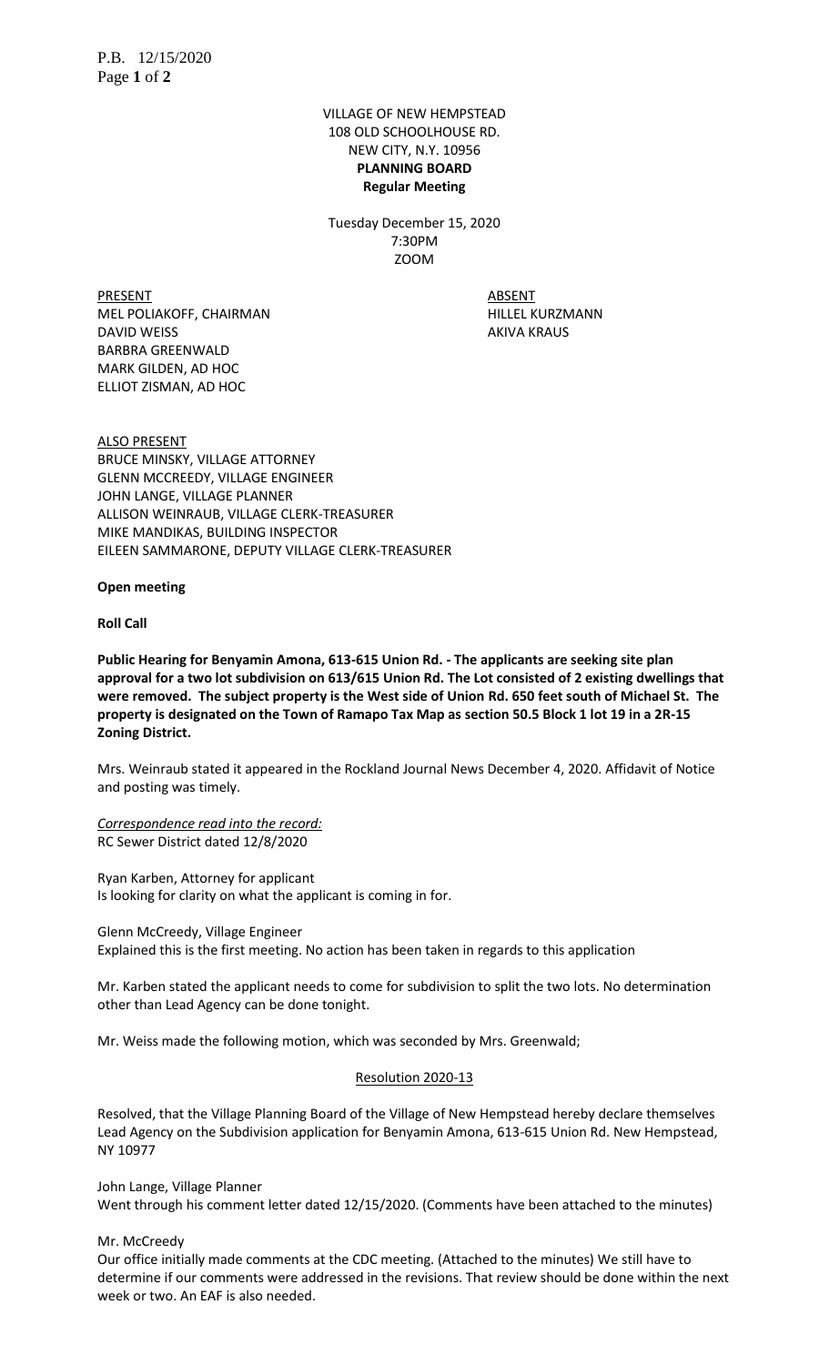VILLAGE OF NEW HEMPSTEAD
108 OLD SCHOOLHOUSE RD.
NEW CITY, N.Y. 10956
**PLANNING BOARD**
**Regular Meeting**

Tuesday December 15, 2020
7:30PM
ZOOM

| PRESENT | ABSENT |
|---|---|
| MEL POLIAKOFF, CHAIRMAN | HILLEL KURZMANN |
| DAVID WEISS | AKIVA KRAUS |
| BARBRA GREENWALD | |
| MARK GILDEN, AD HOC | |
| ELLIOT ZISMAN, AD HOC | |

ALSO PRESENT
BRUCE MINSKY, VILLAGE ATTORNEY
GLENN MCCREEDY, VILLAGE ENGINEER
JOHN LANGE, VILLAGE PLANNER
ALLISON WEINRAUB, VILLAGE CLERK-TREASURER
MIKE MANDIKAS, BUILDING INSPECTOR
EILEEN SAMMARONE, DEPUTY VILLAGE CLERK-TREASURER

**Open meeting**

**Roll Call**

**Public Hearing for Benyamin Amona, 613-615 Union Rd. - The applicants are seeking site plan approval for a two lot subdivision on 613/615 Union Rd. The Lot consisted of 2 existing dwellings that were removed. The subject property is the West side of Union Rd. 650 feet south of Michael St. The property is designated on the Town of Ramapo Tax Map as section 50.5 Block 1 lot 19 in a 2R-15 Zoning District.**

Mrs. Weinraub stated it appeared in the Rockland Journal News December 4, 2020. Affidavit of Notice and posting was timely.

*Correspondence read into the record:*
RC Sewer District dated 12/8/2020

Ryan Karben, Attorney for applicant
Is looking for clarity on what the applicant is coming in for.

Glenn McCreedy, Village Engineer
Explained this is the first meeting. No action has been taken in regards to this application

Mr. Karben stated the applicant needs to come for subdivision to split the two lots. No determination other than Lead Agency can be done tonight.

Mr. Weiss made the following motion, which was seconded by Mrs. Greenwald;

Resolution 2020-13

Resolved, that the Village Planning Board of the Village of New Hempstead hereby declare themselves Lead Agency on the Subdivision application for Benyamin Amona, 613-615 Union Rd. New Hempstead, NY 10977

John Lange, Village Planner
Went through his comment letter dated 12/15/2020. (Comments have been attached to the minutes)

Mr. McCreedy
Our office initially made comments at the CDC meeting. (Attached to the minutes) We still have to determine if our comments were addressed in the revisions. That review should be done within the next week or two. An EAF is also needed.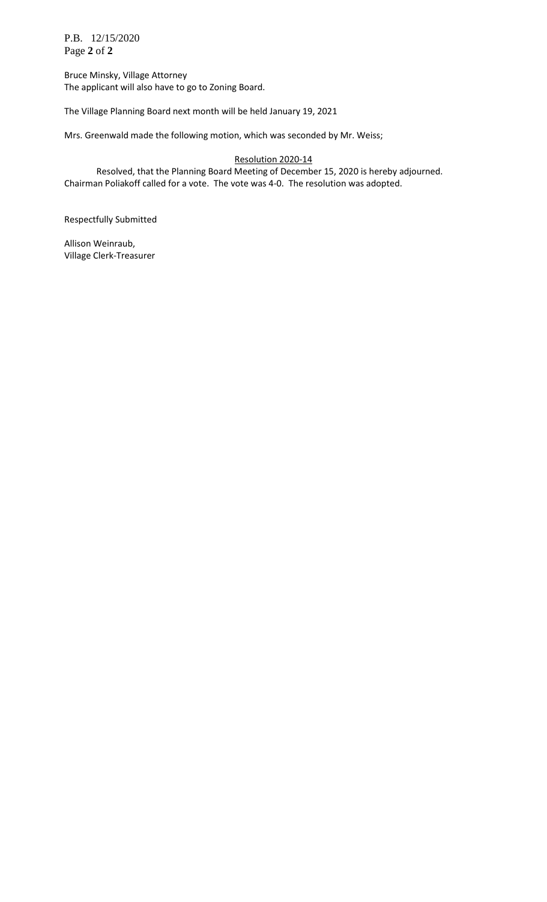Bruce Minsky, Village Attorney
The applicant will also have to go to Zoning Board.

The Village Planning Board next month will be held January 19, 2021

Mrs. Greenwald made the following motion, which was seconded by Mr. Weiss;

Resolution 2020-14

Resolved, that the Planning Board Meeting of December 15, 2020 is hereby adjourned. Chairman Poliakoff called for a vote. The vote was 4-0. The resolution was adopted.

Respectfully Submitted

Allison Weinraub,
Village Clerk-Treasurer